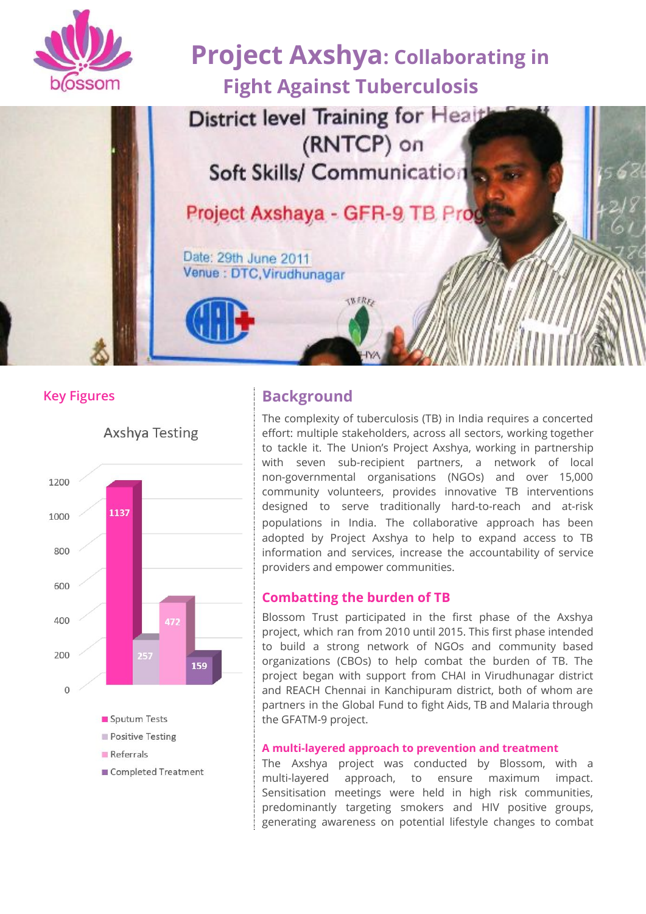# Project Axshya: Collaborating in Fight Against Tuberculosis

## Key Figures

**Axshya Testing**

| Category | Value |
| --- | --- |
| Sputum Tests | 1137 |
| Positive Testing | 257 |
| Referrals | 472 |
| Completed Treatment | 159 |

## Background

The complexity of tuberculosis (TB) in India requires a concerted effort: multiple stakeholders, across all sectors, working together to tackle it. The Union's Project Axshya, working in partnership with seven sub-recipient partners, a network of local non-governmental organisations (NGOs) and over 15,000 community volunteers, provides innovative TB interventions designed to serve traditionally hard-to-reach and at-risk populations in India. The collaborative approach has been adopted by Project Axshya to help to expand access to TB information and services, increase the accountability of service providers and empower communities.

### Combatting the burden of TB

Blossom Trust participated in the first phase of the Axshya project, which ran from 2010 until 2015. This first phase intended to build a strong network of NGOs and community based organizations (CBOs) to help combat the burden of TB. The project began with support from CHAI in Virudhunagar district and REACH Chennai in Kanchipuram district, both of whom are partners in the Global Fund to fight Aids, TB and Malaria through the GFATM-9 project.

#### A multi-layered approach to prevention and treatment

The Axshya project was conducted by Blossom, with a multi-layered approach, to ensure maximum impact. Sensitisation meetings were held in high risk communities, predominantly targeting smokers and HIV positive groups, generating awareness on potential lifestyle changes to combat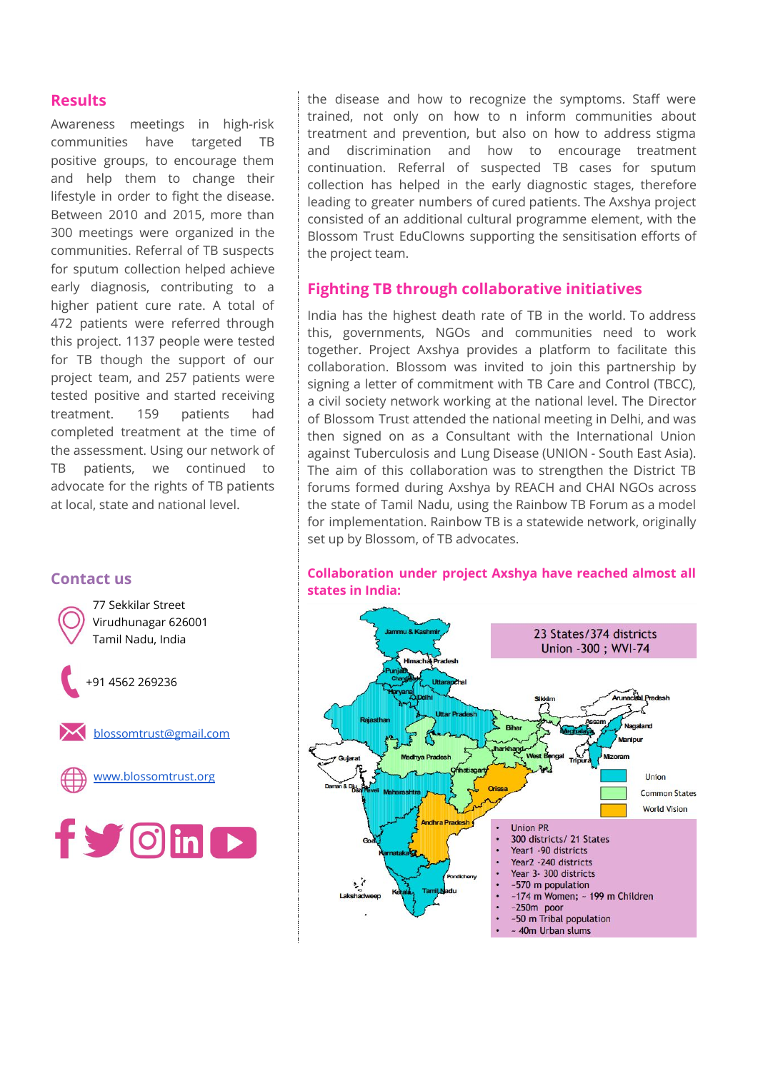## Results

Awareness meetings in high-risk communities have targeted TB positive groups, to encourage them and help them to change their lifestyle in order to fight the disease. Between 2010 and 2015, more than 300 meetings were organized in the communities. Referral of TB suspects for sputum collection helped achieve early diagnosis, contributing to a higher patient cure rate. A total of 472 patients were referred through this project. 1137 people were tested for TB though the support of our project team, and 257 patients were tested positive and started receiving treatment. 159 patients had completed treatment at the time of the assessment. Using our network of TB patients, we continued to advocate for the rights of TB patients at local, state and national level.

the disease and how to recognize the symptoms. Staff were trained, not only on how to n inform communities about treatment and prevention, but also on how to address stigma and discrimination and how to encourage treatment continuation. Referral of suspected TB cases for sputum collection has helped in the early diagnostic stages, therefore leading to greater numbers of cured patients. The Axshya project consisted of an additional cultural programme element, with the Blossom Trust EduClowns supporting the sensitisation efforts of the project team.

## Fighting TB through collaborative initiatives

India has the highest death rate of TB in the world. To address this, governments, NGOs and communities need to work together. Project Axshya provides a platform to facilitate this collaboration. Blossom was invited to join this partnership by signing a letter of commitment with TB Care and Control (TBCC), a civil society network working at the national level. The Director of Blossom Trust attended the national meeting in Delhi, and was then signed on as a Consultant with the International Union against Tuberculosis and Lung Disease (UNION - South East Asia). The aim of this collaboration was to strengthen the District TB forums formed during Axshya by REACH and CHAI NGOs across the state of Tamil Nadu, using the Rainbow TB Forum as a model for implementation. Rainbow TB is a statewide network, originally set up by Blossom, of TB advocates.

### Collaboration under project Axshya have reached almost all states in India:

23 States/374 districts
Union -300 ; WVI-74

Union
Common States
World Vision

- Union PR
- 300 districts/ 21 States
- Year1 -90 districts
- Year2 -240 districts
- Year 3- 300 districts
- ~570 m population
- ~174 m Women; ~ 199 m Children
- ~250m poor
- ~50 m Tribal population
- ~ 40m Urban slums

## Contact us

77 Sekkilar Street
Virudhunagar 626001
Tamil Nadu, India

+91 4562 269236

blossomtrust@gmail.com

www.blossomtrust.org